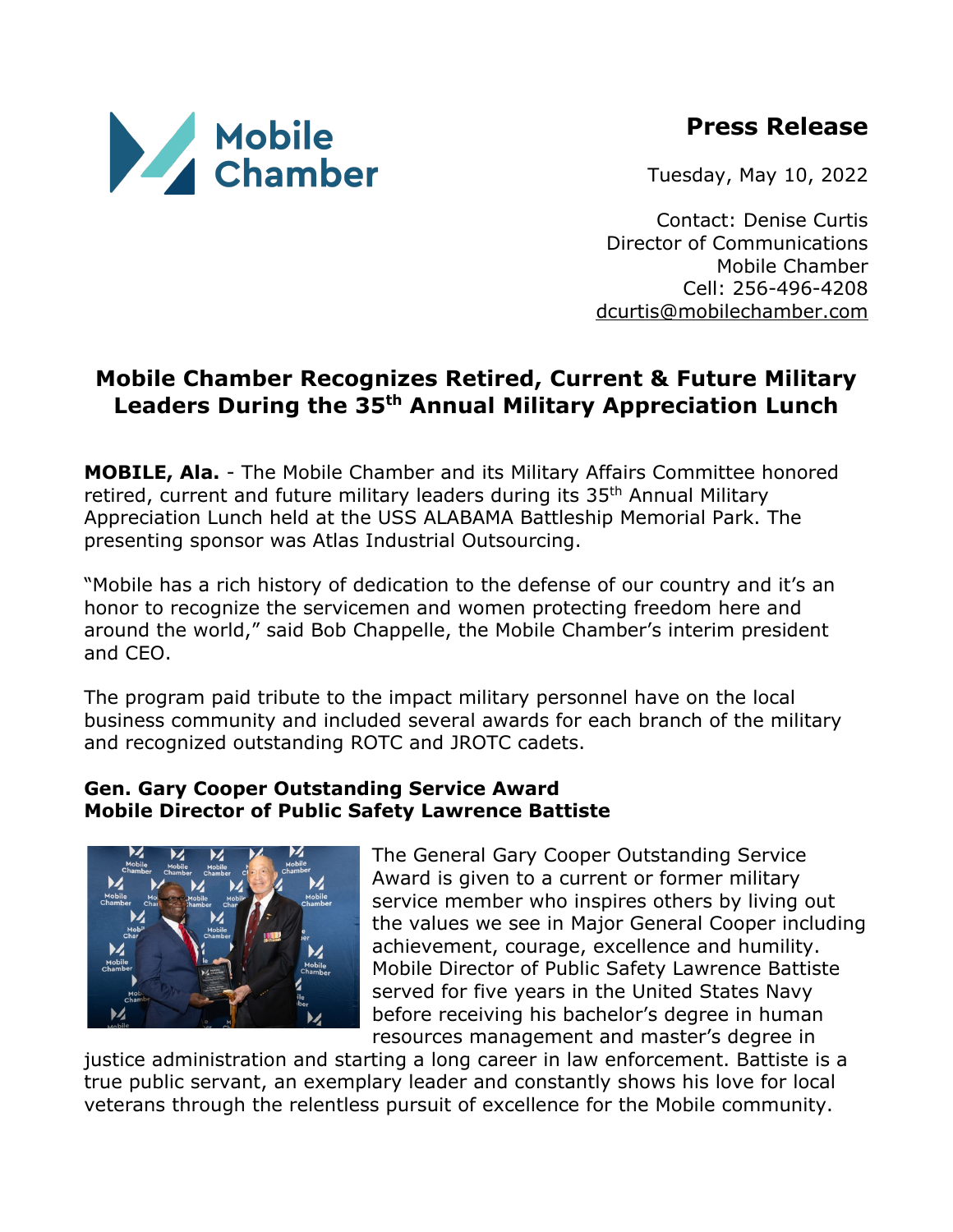Mobile Chamber

**Press Release**

Tuesday, May 10, 2022

Contact: Denise Curtis
Director of Communications
Mobile Chamber
Cell: 256-496-4208
dcurtis@mobilechamber.com

# Mobile Chamber Recognizes Retired, Current & Future Military Leaders During the 35th Annual Military Appreciation Lunch

**MOBILE, Ala.** - The Mobile Chamber and its Military Affairs Committee honored retired, current and future military leaders during its 35th Annual Military Appreciation Lunch held at the USS ALABAMA Battleship Memorial Park. The presenting sponsor was Atlas Industrial Outsourcing.

"Mobile has a rich history of dedication to the defense of our country and it's an honor to recognize the servicemen and women protecting freedom here and around the world," said Bob Chappelle, the Mobile Chamber's interim president and CEO.

The program paid tribute to the impact military personnel have on the local business community and included several awards for each branch of the military and recognized outstanding ROTC and JROTC cadets.

**Gen. Gary Cooper Outstanding Service Award**
**Mobile Director of Public Safety Lawrence Battiste**

The General Gary Cooper Outstanding Service Award is given to a current or former military service member who inspires others by living out the values we see in Major General Cooper including achievement, courage, excellence and humility. Mobile Director of Public Safety Lawrence Battiste served for five years in the United States Navy before receiving his bachelor's degree in human resources management and master's degree in justice administration and starting a long career in law enforcement. Battiste is a true public servant, an exemplary leader and constantly shows his love for local veterans through the relentless pursuit of excellence for the Mobile community.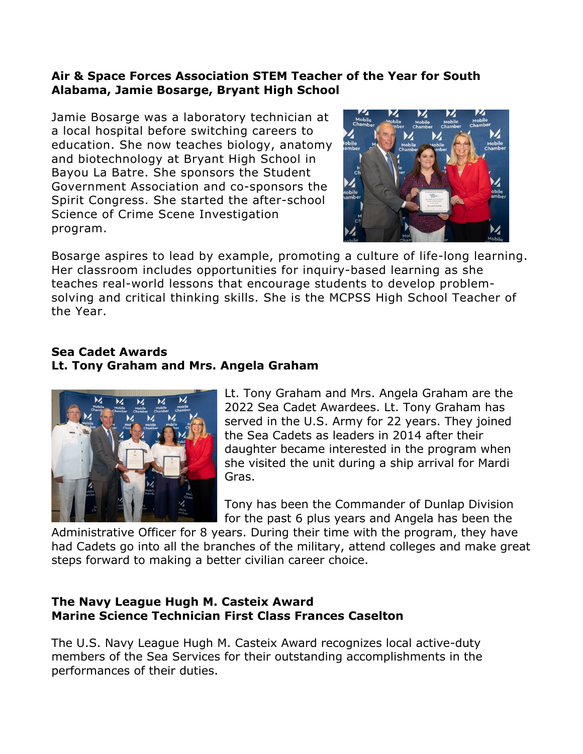**Air & Space Forces Association STEM Teacher of the Year for South Alabama, Jamie Bosarge, Bryant High School**

Jamie Bosarge was a laboratory technician at a local hospital before switching careers to education. She now teaches biology, anatomy and biotechnology at Bryant High School in Bayou La Batre. She sponsors the Student Government Association and co-sponsors the Spirit Congress. She started the after-school Science of Crime Scene Investigation program.

Bosarge aspires to lead by example, promoting a culture of life-long learning. Her classroom includes opportunities for inquiry-based learning as she teaches real-world lessons that encourage students to develop problem-solving and critical thinking skills. She is the MCPSS High School Teacher of the Year.

**Sea Cadet Awards**
**Lt. Tony Graham and Mrs. Angela Graham**

Lt. Tony Graham and Mrs. Angela Graham are the 2022 Sea Cadet Awardees. Lt. Tony Graham has served in the U.S. Army for 22 years. They joined the Sea Cadets as leaders in 2014 after their daughter became interested in the program when she visited the unit during a ship arrival for Mardi Gras.

Tony has been the Commander of Dunlap Division for the past 6 plus years and Angela has been the Administrative Officer for 8 years. During their time with the program, they have had Cadets go into all the branches of the military, attend colleges and make great steps forward to making a better civilian career choice.

**The Navy League Hugh M. Casteix Award**
**Marine Science Technician First Class Frances Caselton**

The U.S. Navy League Hugh M. Casteix Award recognizes local active-duty members of the Sea Services for their outstanding accomplishments in the performances of their duties.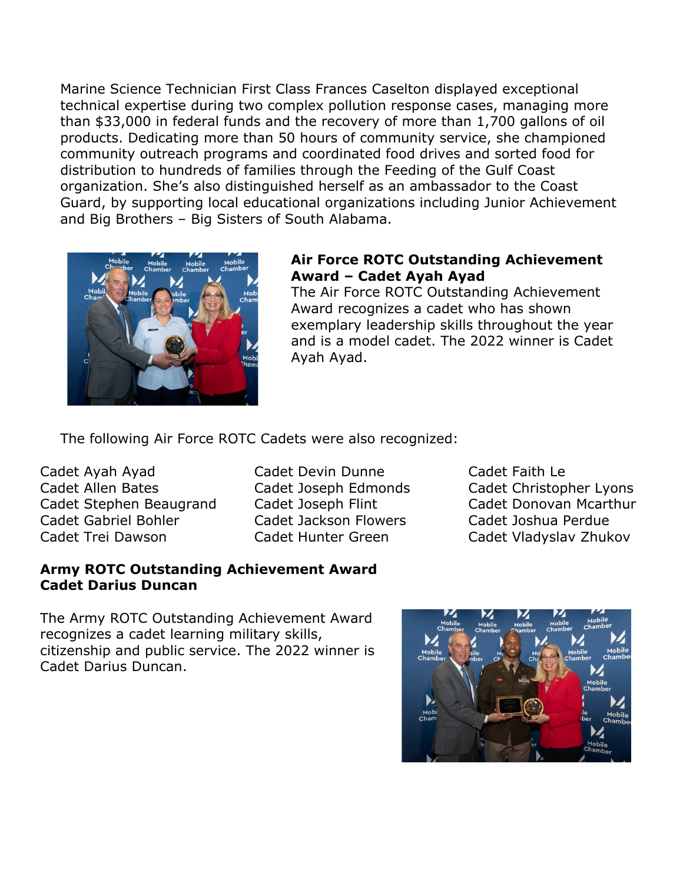Marine Science Technician First Class Frances Caselton displayed exceptional technical expertise during two complex pollution response cases, managing more than $33,000 in federal funds and the recovery of more than 1,700 gallons of oil products. Dedicating more than 50 hours of community service, she championed community outreach programs and coordinated food drives and sorted food for distribution to hundreds of families through the Feeding of the Gulf Coast organization. She's also distinguished herself as an ambassador to the Coast Guard, by supporting local educational organizations including Junior Achievement and Big Brothers – Big Sisters of South Alabama.

**Air Force ROTC Outstanding Achievement Award – Cadet Ayah Ayad**

The Air Force ROTC Outstanding Achievement Award recognizes a cadet who has shown exemplary leadership skills throughout the year and is a model cadet. The 2022 winner is Cadet Ayah Ayad.

The following Air Force ROTC Cadets were also recognized:

Cadet Ayah Ayad
Cadet Allen Bates
Cadet Stephen Beaugrand
Cadet Gabriel Bohler
Cadet Trei Dawson
Cadet Devin Dunne
Cadet Joseph Edmonds
Cadet Joseph Flint
Cadet Jackson Flowers
Cadet Hunter Green
Cadet Faith Le
Cadet Christopher Lyons
Cadet Donovan Mcarthur
Cadet Joshua Perdue
Cadet Vladyslav Zhukov

**Army ROTC Outstanding Achievement Award**
**Cadet Darius Duncan**

The Army ROTC Outstanding Achievement Award recognizes a cadet learning military skills, citizenship and public service. The 2022 winner is Cadet Darius Duncan.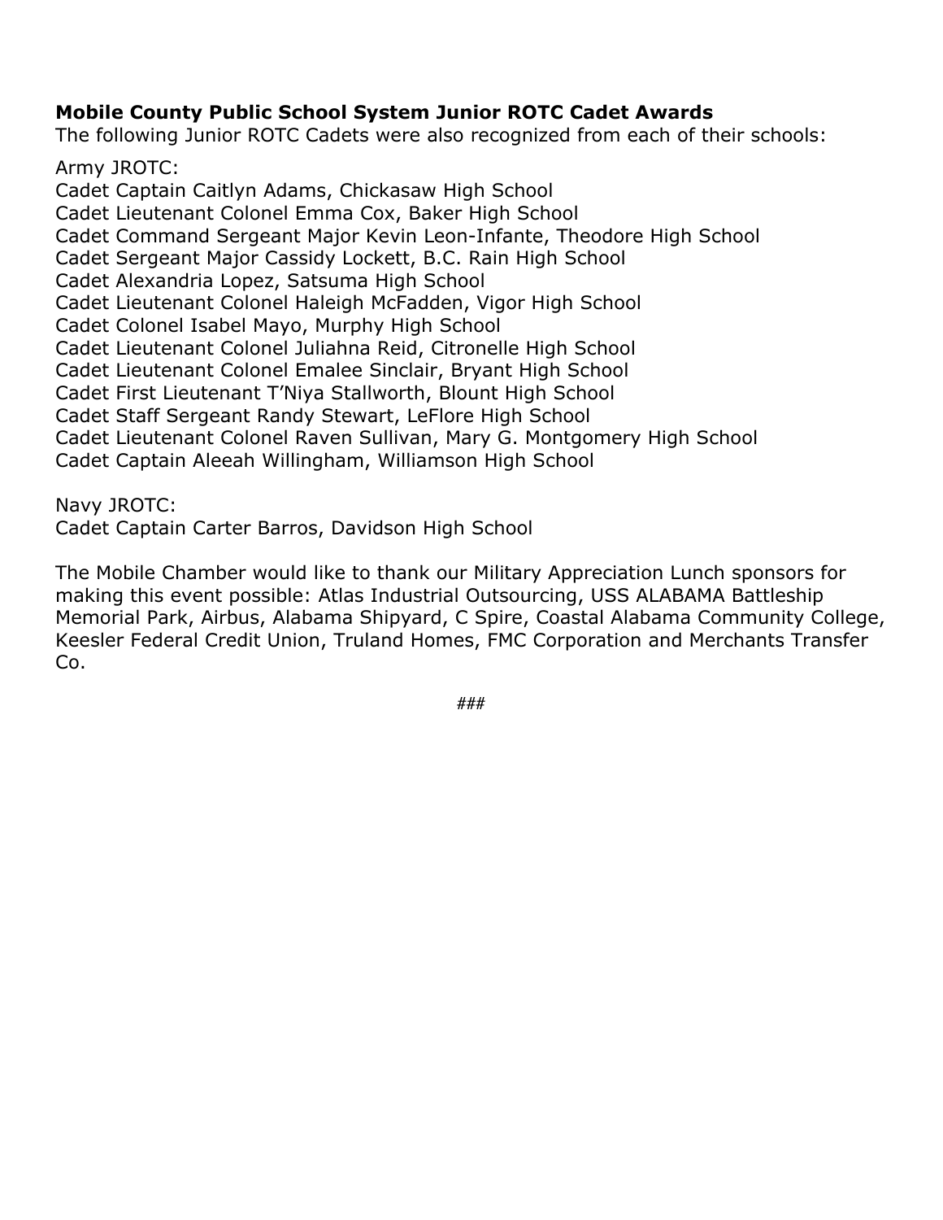**Mobile County Public School System Junior ROTC Cadet Awards**

The following Junior ROTC Cadets were also recognized from each of their schools:

Army JROTC:
Cadet Captain Caitlyn Adams, Chickasaw High School
Cadet Lieutenant Colonel Emma Cox, Baker High School
Cadet Command Sergeant Major Kevin Leon-Infante, Theodore High School
Cadet Sergeant Major Cassidy Lockett, B.C. Rain High School
Cadet Alexandria Lopez, Satsuma High School
Cadet Lieutenant Colonel Haleigh McFadden, Vigor High School
Cadet Colonel Isabel Mayo, Murphy High School
Cadet Lieutenant Colonel Juliahna Reid, Citronelle High School
Cadet Lieutenant Colonel Emalee Sinclair, Bryant High School
Cadet First Lieutenant T'Niya Stallworth, Blount High School
Cadet Staff Sergeant Randy Stewart, LeFlore High School
Cadet Lieutenant Colonel Raven Sullivan, Mary G. Montgomery High School
Cadet Captain Aleeah Willingham, Williamson High School

Navy JROTC:
Cadet Captain Carter Barros, Davidson High School

The Mobile Chamber would like to thank our Military Appreciation Lunch sponsors for making this event possible: Atlas Industrial Outsourcing, USS ALABAMA Battleship Memorial Park, Airbus, Alabama Shipyard, C Spire, Coastal Alabama Community College, Keesler Federal Credit Union, Truland Homes, FMC Corporation and Merchants Transfer Co.

###